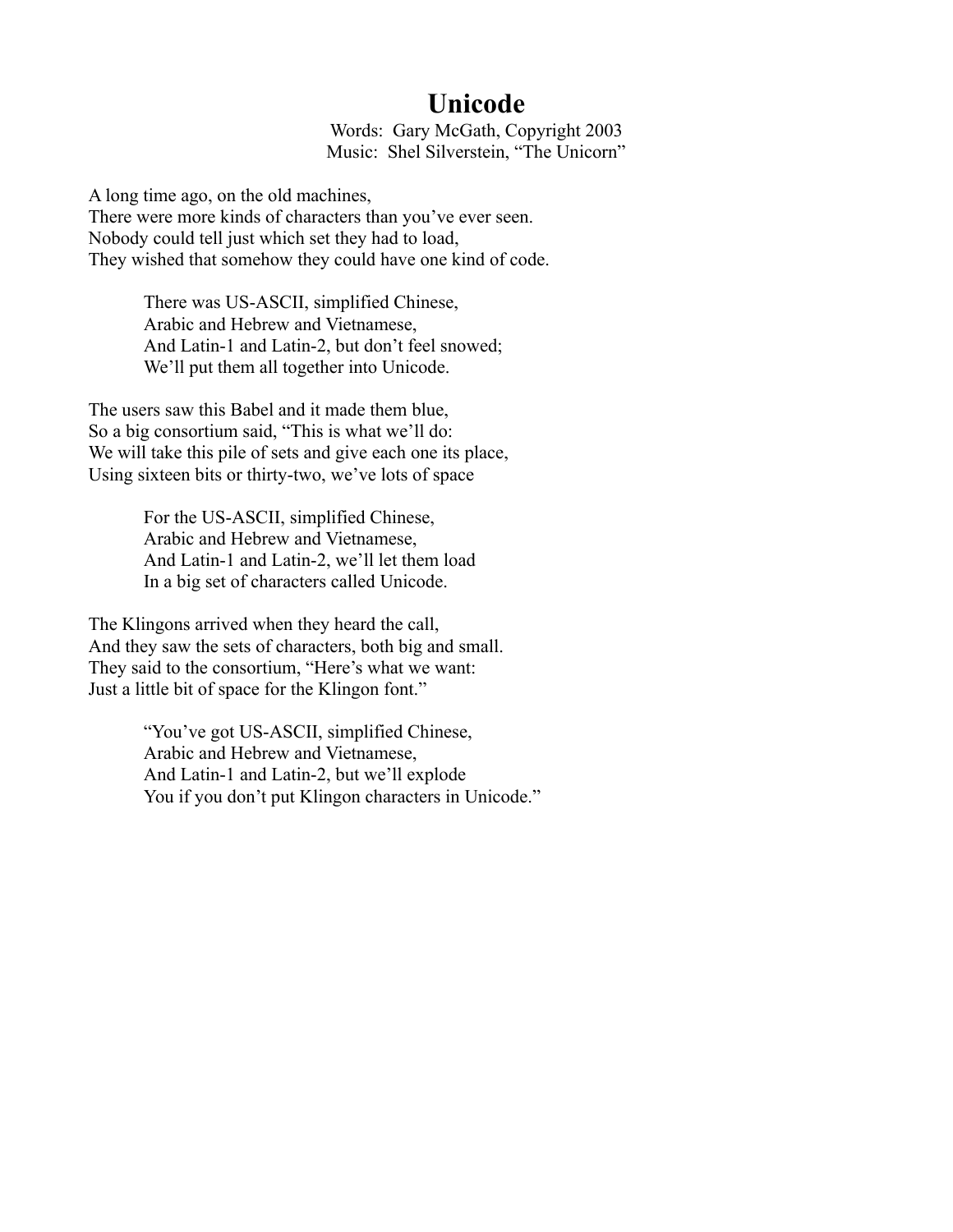# Unicode

Words: Gary McGath, Copyright 2003
Music: Shel Silverstein, "The Unicorn"

A long time ago, on the old machines,
There were more kinds of characters than you've ever seen.
Nobody could tell just which set they had to load,
They wished that somehow they could have one kind of code.

> There was US-ASCII, simplified Chinese,
> Arabic and Hebrew and Vietnamese,
> And Latin-1 and Latin-2, but don't feel snowed;
> We'll put them all together into Unicode.

The users saw this Babel and it made them blue,
So a big consortium said, "This is what we'll do:
We will take this pile of sets and give each one its place,
Using sixteen bits or thirty-two, we've lots of space

> For the US-ASCII, simplified Chinese,
> Arabic and Hebrew and Vietnamese,
> And Latin-1 and Latin-2, we'll let them load
> In a big set of characters called Unicode.

The Klingons arrived when they heard the call,
And they saw the sets of characters, both big and small.
They said to the consortium, "Here's what we want:
Just a little bit of space for the Klingon font."

> "You've got US-ASCII, simplified Chinese,
> Arabic and Hebrew and Vietnamese,
> And Latin-1 and Latin-2, but we'll explode
> You if you don't put Klingon characters in Unicode."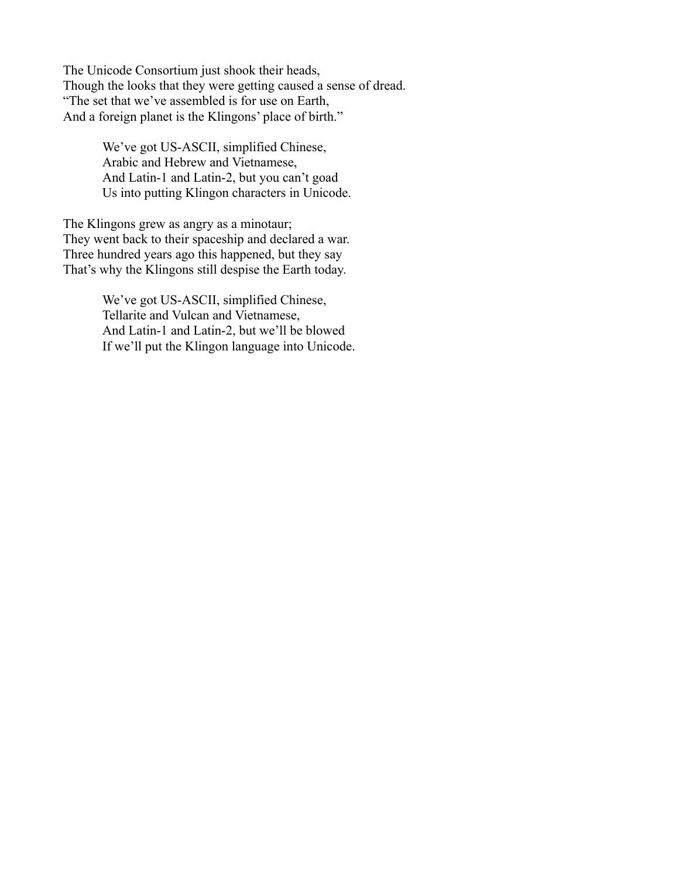The Unicode Consortium just shook their heads,  
Though the looks that they were getting caused a sense of dread.  
"The set that we've assembled is for use on Earth,  
And a foreign planet is the Klingons' place of birth."

> We've got US-ASCII, simplified Chinese,  
> Arabic and Hebrew and Vietnamese,  
> And Latin-1 and Latin-2, but you can't goad  
> Us into putting Klingon characters in Unicode.

The Klingons grew as angry as a minotaur;  
They went back to their spaceship and declared a war.  
Three hundred years ago this happened, but they say  
That's why the Klingons still despise the Earth today.

> We've got US-ASCII, simplified Chinese,  
> Tellarite and Vulcan and Vietnamese,  
> And Latin-1 and Latin-2, but we'll be blowed  
> If we'll put the Klingon language into Unicode.